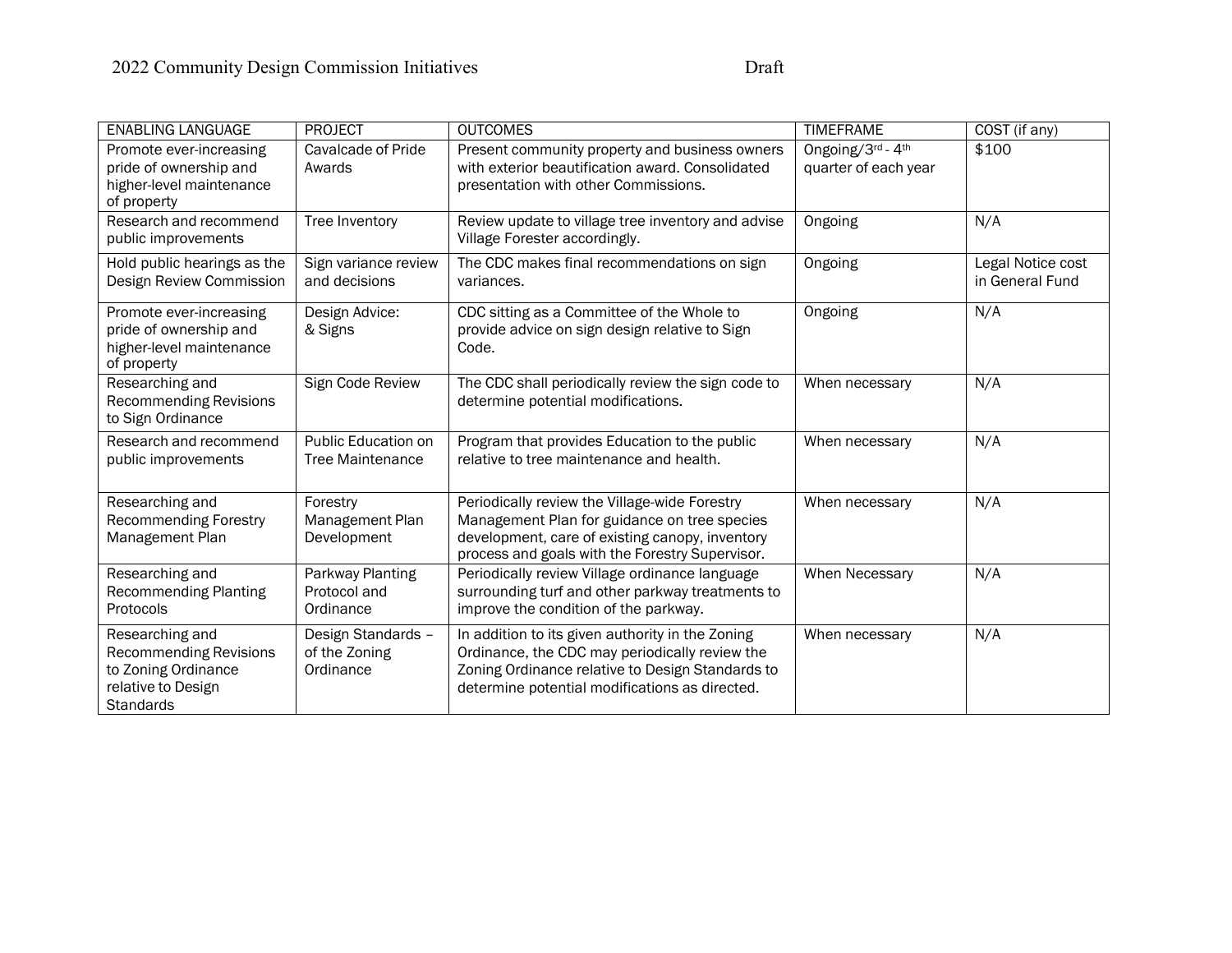2022 Community Design Commission Initiatives Draft

| ENABLING LANGUAGE | PROJECT | OUTCOMES | TIMEFRAME | COST (if any) |
| --- | --- | --- | --- | --- |
| Promote ever-increasing pride of ownership and higher-level maintenance of property | Cavalcade of Pride Awards | Present community property and business owners with exterior beautification award. Consolidated presentation with other Commissions. | Ongoing/3rd - 4th quarter of each year | $100 |
| Research and recommend public improvements | Tree Inventory | Review update to village tree inventory and advise Village Forester accordingly. | Ongoing | N/A |
| Hold public hearings as the Design Review Commission | Sign variance review and decisions | The CDC makes final recommendations on sign variances. | Ongoing | Legal Notice cost in General Fund |
| Promote ever-increasing pride of ownership and higher-level maintenance of property | Design Advice: & Signs | CDC sitting as a Committee of the Whole to provide advice on sign design relative to Sign Code. | Ongoing | N/A |
| Researching and Recommending Revisions to Sign Ordinance | Sign Code Review | The CDC shall periodically review the sign code to determine potential modifications. | When necessary | N/A |
| Research and recommend public improvements | Public Education on Tree Maintenance | Program that provides Education to the public relative to tree maintenance and health. | When necessary | N/A |
| Researching and Recommending Forestry Management Plan | Forestry Management Plan Development | Periodically review the Village-wide Forestry Management Plan for guidance on tree species development, care of existing canopy, inventory process and goals with the Forestry Supervisor. | When necessary | N/A |
| Researching and Recommending Planting Protocols | Parkway Planting Protocol and Ordinance | Periodically review Village ordinance language surrounding turf and other parkway treatments to improve the condition of the parkway. | When Necessary | N/A |
| Researching and Recommending Revisions to Zoning Ordinance relative to Design Standards | Design Standards – of the Zoning Ordinance | In addition to its given authority in the Zoning Ordinance, the CDC may periodically review the Zoning Ordinance relative to Design Standards to determine potential modifications as directed. | When necessary | N/A |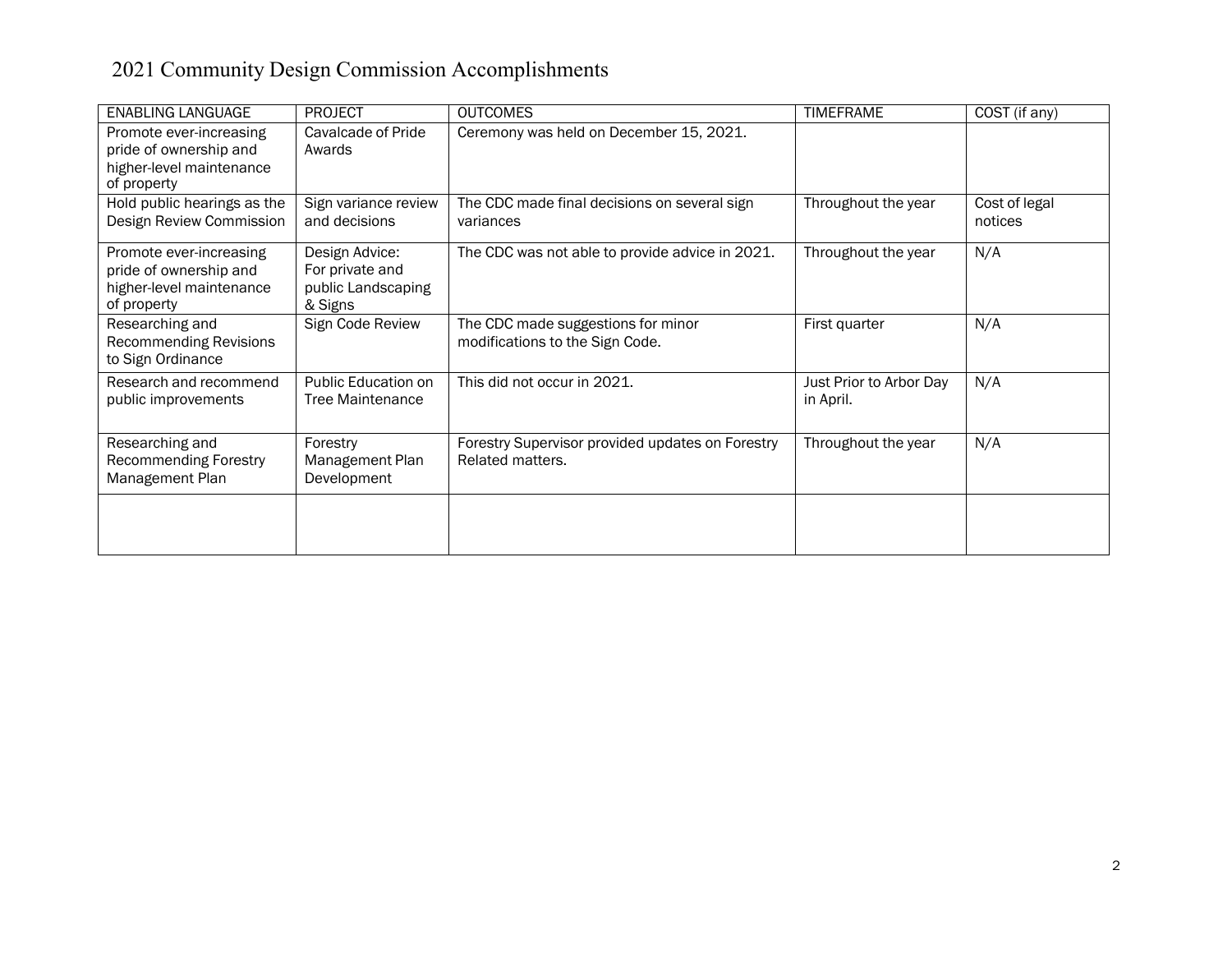# 2021 Community Design Commission Accomplishments

| ENABLING LANGUAGE | PROJECT | OUTCOMES | TIMEFRAME | COST (if any) |
|---|---|---|---|---|
| Promote ever-increasing pride of ownership and higher-level maintenance of property | Cavalcade of Pride Awards | Ceremony was held on December 15, 2021. | | |
| Hold public hearings as the Design Review Commission | Sign variance review and decisions | The CDC made final decisions on several sign variances | Throughout the year | Cost of legal notices |
| Promote ever-increasing pride of ownership and higher-level maintenance of property | Design Advice: For private and public Landscaping & Signs | The CDC was not able to provide advice in 2021. | Throughout the year | N/A |
| Researching and Recommending Revisions to Sign Ordinance | Sign Code Review | The CDC made suggestions for minor modifications to the Sign Code. | First quarter | N/A |
| Research and recommend public improvements | Public Education on Tree Maintenance | This did not occur in 2021. | Just Prior to Arbor Day in April. | N/A |
| Researching and Recommending Forestry Management Plan | Forestry Management Plan Development | Forestry Supervisor provided updates on Forestry Related matters. | Throughout the year | N/A |
| | | | | |